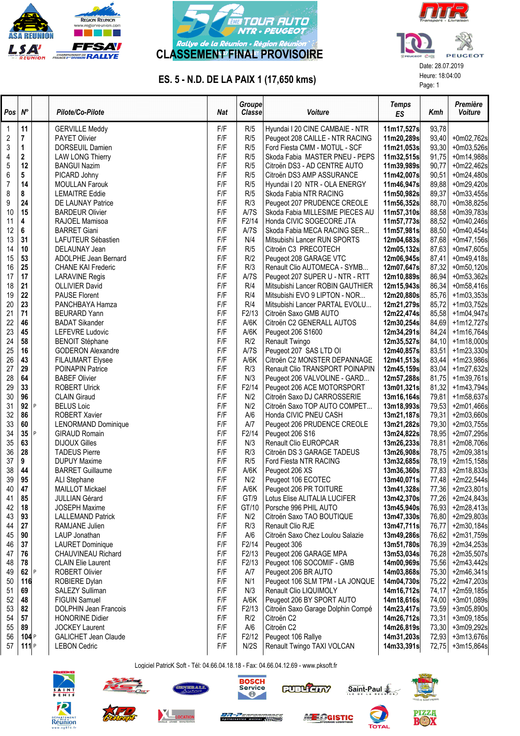# CLASSEMENT FINAL PROVISOIRE

## ES. 5 - N.D. DE LA PAIX 1 (17,650 kms)

Date: 28.07.2019
Heure: 18:04:00

| Pos | N° | | Pilote/Co-Pilote | Nat | Groupe Classe | Voiture | Temps ES | Kmh | Première Voiture |
|---|---|---|---|---|---|---|---|---|---|
| 1 | 11 | | GERVILLE Meddy | F/F | R/5 | Hyundai I 20 CINE CAMBAIE - NTR | 11m17,527s | 93,78 | |
| 2 | 7 | | PAYET Olivier | F/F | R/5 | Peugeot 208 CAILLE - NTR RACING | 11m20,289s | 93,40 | +0m02,762s |
| 3 | 1 | | DORSEUIL Damien | F/F | R/5 | Ford Fiesta CMM - MOTUL - SCF | 11m21,053s | 93,30 | +0m03,526s |
| 4 | 2 | | LAW LONG Thierry | F/F | R/5 | Skoda Fabia MASTER PNEU - PEPS | 11m32,515s | 91,75 | +0m14,988s |
| 5 | 12 | | BANGUI Nazim | F/F | R/5 | Citroën DS3 - AD CENTRE AUTO | 11m39,989s | 90,77 | +0m22,462s |
| 6 | 5 | | PICARD Johny | F/F | R/5 | Citroën DS3 AMP ASSURANCE | 11m42,007s | 90,51 | +0m24,480s |
| 7 | 14 | | MOULLAN Farouk | F/F | R/5 | Hyundai I 20 NTR - OLA ENERGY | 11m46,947s | 89,88 | +0m29,420s |
| 8 | 8 | | LEMAITRE Eddie | F/F | R/5 | Skoda Fabia NTR RACING | 11m50,982s | 89,37 | +0m33,455s |
| 9 | 24 | | DE LAUNAY Patrice | F/F | R/3 | Peugeot 207 PRUDENCE CREOLE | 11m56,352s | 88,70 | +0m38,825s |
| 10 | 15 | | BARDEUR Olivier | F/F | A/7S | Skoda Fabia MILLESIME PIECES AU | 11m57,310s | 88,58 | +0m39,783s |
| 11 | 4 | | RAJOEL Mamisoa | F/F | F2/14 | Honda CIVIC SOGECORE JTA | 11m57,773s | 88,52 | +0m40,246s |
| 12 | 6 | | BARRET Giani | F/F | A/7S | Skoda Fabia MECA RACING SER... | 11m57,981s | 88,50 | +0m40,454s |
| 13 | 31 | | LAFUTEUR Sébastien | F/F | N/4 | Mitsubishi Lancer RUN SPORTS | 12m04,683s | 87,68 | +0m47,156s |
| 14 | 10 | | DELAUNAY Jean | F/F | R/5 | Citroën C3 PRECOTECH | 12m05,132s | 87,62 | +0m47,605s |
| 15 | 53 | | ADOLPHE Jean Bernard | F/F | R/2 | Peugeot 208 GARAGE VTC | 12m06,945s | 87,41 | +0m49,418s |
| 16 | 25 | | CHANE KAI Frederic | F/F | R/3 | Renault Clio AUTOMECA - SYMB... | 12m07,647s | 87,32 | +0m50,120s |
| 17 | 17 | | LARAVINE Regis | F/F | A/7S | Peugeot 207 SUPER U - NTR - RTT | 12m10,889s | 86,94 | +0m53,362s |
| 18 | 21 | | OLLIVIER David | F/F | R/4 | Mitsubishi Lancer ROBIN GAUTHIER | 12m15,943s | 86,34 | +0m58,416s |
| 19 | 22 | | PAUSE Florent | F/F | R/4 | Mitsubishi EVO 9 LIPTON - NOR... | 12m20,880s | 85,76 | +1m03,353s |
| 20 | 23 | | PANCHBAYA Hamza | F/F | R/4 | Mitsubishi Lancer PARTAL EVOLU... | 12m21,279s | 85,72 | +1m03,752s |
| 21 | 71 | | BEURARD Yann | F/F | F2/13 | Citroën Saxo GMB AUTO | 12m22,474s | 85,58 | +1m04,947s |
| 22 | 46 | | BADAT Sikander | F/F | A/6K | Citroën C2 GENERALL AUTOS | 12m30,254s | 84,69 | +1m12,727s |
| 23 | 45 | | LEFEVRE Ludovic | F/F | A/6K | Peugeot 206 S1600 | 12m34,291s | 84,24 | +1m16,764s |
| 24 | 58 | | BENOIT Stéphane | F/F | R/2 | Renault Twingo | 12m35,527s | 84,10 | +1m18,000s |
| 25 | 16 | | GODERON Alexandre | F/F | A/7S | Peugeot 207 SAS LTD OI | 12m40,857s | 83,51 | +1m23,330s |
| 26 | 43 | | FILAUMART Elysee | F/F | A/6K | Citroën C2 MONSTER DEPANNAGE | 12m41,513s | 83,44 | +1m23,986s |
| 27 | 29 | | POINAPIN Patrice | F/F | R/3 | Renault Clio TRANSPORT POINAPIN | 12m45,159s | 83,04 | +1m27,632s |
| 28 | 64 | | BABEF Olivier | F/F | N/3 | Peugeot 206 VALVOLINE - GARD... | 12m57,288s | 81,75 | +1m39,761s |
| 29 | 33 | | ROBERT Ulrick | F/F | F2/14 | Peugeot 206 ACE MOTORSPORT | 13m01,321s | 81,32 | +1m43,794s |
| 30 | 96 | | CLAIN Giraud | F/F | N/2 | Citroën Saxo DJ CARROSSERIE | 13m16,164s | 79,81 | +1m58,637s |
| 31 | 92 | P | BELUS Loic | F/F | N/2 | Citroën Saxo TOP AUTO COMPET... | 13m18,993s | 79,53 | +2m01,466s |
| 32 | 86 | | ROBERT Xavier | F/F | A/6 | Honda CIVIC PNEU CASH | 13m21,187s | 79,30 | +2m03,660s |
| 33 | 60 | | LENORMAND Dominique | F/F | A/7 | Peugeot 206 PRUDENCE CREOLE | 13m21,282s | 79,30 | +2m03,755s |
| 34 | 35 | P | GIRAUD Romain | F/F | F2/14 | Peugeot 206 S16 | 13m24,822s | 78,95 | +2m07,295s |
| 35 | 63 | | DIJOUX Gilles | F/F | N/3 | Renault Clio EUROPCAR | 13m26,233s | 78,81 | +2m08,706s |
| 36 | 28 | | TADEUS Pierre | F/F | R/3 | Citroën DS 3 GARAGE TADEUS | 13m26,908s | 78,75 | +2m09,381s |
| 37 | 9 | | DUPUY Maxime | F/F | R/5 | Ford Fiesta NTR RACING | 13m32,685s | 78,19 | +2m15,158s |
| 38 | 44 | | BARRET Guillaume | F/F | A/6K | Peugeot 206 XS | 13m36,360s | 77,83 | +2m18,833s |
| 39 | 95 | | ALI Stephane | F/F | N/2 | Peugeot 106 ECOTEC | 13m40,071s | 77,48 | +2m22,544s |
| 40 | 47 | | MAILLOT Mickael | F/F | A/6K | Peugeot 206 PR TOITURE | 13m41,328s | 77,36 | +2m23,801s |
| 41 | 85 | | JULLIAN Gérard | F/F | GT/9 | Lotus Elise ALTALIA LUCIFER | 13m42,370s | 77,26 | +2m24,843s |
| 42 | 18 | | JOSEPH Maxime | F/F | GT/10 | Porsche 996 PHIL AUTO | 13m45,940s | 76,93 | +2m28,413s |
| 43 | 93 | | LALLEMAND Patrick | F/F | N/2 | Citroën Saxo TAO BOUTIQUE | 13m47,330s | 76,80 | +2m29,803s |
| 44 | 27 | | RAMJANE Julien | F/F | R/3 | Renault Clio RJE | 13m47,711s | 76,77 | +2m30,184s |
| 45 | 90 | | LAUP Jonathan | F/F | A/6 | Citroën Saxo Chez Loulou Salazie | 13m49,286s | 76,62 | +2m31,759s |
| 46 | 37 | | LAURET Dominique | F/F | F2/14 | Peugeot 306 | 13m51,780s | 76,39 | +2m34,253s |
| 47 | 76 | | CHAUVINEAU Richard | F/F | F2/13 | Peugeot 206 GARAGE MPA | 13m53,034s | 76,28 | +2m35,507s |
| 48 | 78 | | CLAIN Elie Laurent | F/F | F2/13 | Peugeot 106 SOCOMIF - GMB | 14m00,969s | 75,56 | +2m43,442s |
| 49 | 62 | P | ROBERT Olivier | F/F | A/7 | Peugeot 206 BR AUTO | 14m03,868s | 75,30 | +2m46,341s |
| 50 | 116 | | ROBIERE Dylan | F/F | N/1 | Peugeot 106 SLM TPM - LA JONQUE | 14m04,730s | 75,22 | +2m47,203s |
| 51 | 69 | | SALEZY Sulliman | F/F | N/3 | Renault Clio LIQUIMOLY | 14m16,712s | 74,17 | +2m59,185s |
| 52 | 48 | | FIGUIN Samuel | F/F | A/6K | Peugeot 206 BY SPORT AUTO | 14m18,616s | 74,00 | +3m01,089s |
| 53 | 82 | | DOLPHIN Jean Francois | F/F | F2/13 | Citroën Saxo Garage Dolphin Compé | 14m23,417s | 73,59 | +3m05,890s |
| 54 | 57 | | HONORINE Didier | F/F | R/2 | Citroën C2 | 14m26,712s | 73,31 | +3m09,185s |
| 55 | 89 | | JOCKEY Laurent | F/F | A/6 | Citroën C2 | 14m26,819s | 73,30 | +3m09,292s |
| 56 | 104 | P | GALICHET Jean Claude | F/F | F2/12 | Peugeot 106 Rallye | 14m31,203s | 72,93 | +3m13,676s |
| 57 | 111 | P | LEBON Cedric | F/F | N/2S | Renault Twingo TAXI VOLCAN | 14m33,391s | 72,75 | +3m15,864s |

Logiciel PatricK Soft - Tél: 04.66.04.18.18 - Fax: 04.66.04.12.69 - www.pksoft.fr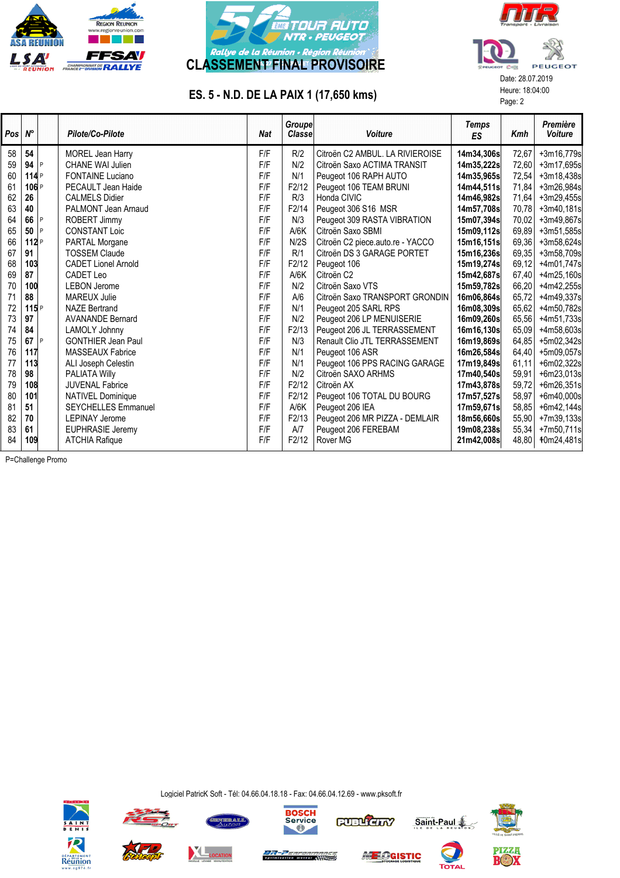# CLASSEMENT FINAL PROVISOIRE

## ES. 5 - N.D. DE LA PAIX 1 (17,650 kms)

Date: 28.07.2019
Heure: 18:04:00
Page: 2

| Pos | N° | | Pilote/Co-Pilote | Nat | Groupe Classe | Voiture | Temps ES | Kmh | Première Voiture |
|---|---|---|---|---|---|---|---|---|---|
| 58 | **54** | | MOREL Jean Harry | F/F | R/2 | Citroën C2 AMBUL. LA RIVIEROISE | **14m34,306s** | 72,67 | +3m16,779s |
| 59 | **94** | P | CHANE WAI Julien | F/F | N/2 | Citroën Saxo ACTIMA TRANSIT | **14m35,222s** | 72,60 | +3m17,695s |
| 60 | **114** | P | FONTAINE Luciano | F/F | N/1 | Peugeot 106 RAPH AUTO | **14m35,965s** | 72,54 | +3m18,438s |
| 61 | **106** | P | PECAULT Jean Haide | F/F | F2/12 | Peugeot 106 TEAM BRUNI | **14m44,511s** | 71,84 | +3m26,984s |
| 62 | **26** | | CALMELS Didier | F/F | R/3 | Honda CIVIC | **14m46,982s** | 71,64 | +3m29,455s |
| 63 | **40** | | PALMONT Jean Arnaud | F/F | F2/14 | Peugeot 306 S16 MSR | **14m57,708s** | 70,78 | +3m40,181s |
| 64 | **66** | P | ROBERT Jimmy | F/F | N/3 | Peugeot 309 RASTA VIBRATION | **15m07,394s** | 70,02 | +3m49,867s |
| 65 | **50** | P | CONSTANT Loic | F/F | A/6K | Citroën Saxo SBMI | **15m09,112s** | 69,89 | +3m51,585s |
| 66 | **112** | P | PARTAL Morgane | F/F | N/2S | Citroën C2 piece.auto.re - YACCO | **15m16,151s** | 69,36 | +3m58,624s |
| 67 | **91** | | TOSSEM Claude | F/F | R/1 | Citroën DS 3 GARAGE PORTET | **15m16,236s** | 69,35 | +3m58,709s |
| 68 | **103** | | CADET Lionel Arnold | F/F | F2/12 | Peugeot 106 | **15m19,274s** | 69,12 | +4m01,747s |
| 69 | **87** | | CADET Leo | F/F | A/6K | Citroën C2 | **15m42,687s** | 67,40 | +4m25,160s |
| 70 | **100** | | LEBON Jerome | F/F | N/2 | Citroën Saxo VTS | **15m59,782s** | 66,20 | +4m42,255s |
| 71 | **88** | | MAREUX Julie | F/F | A/6 | Citroën Saxo TRANSPORT GRONDIN | **16m06,864s** | 65,72 | +4m49,337s |
| 72 | **115** | P | NAZE Bertrand | F/F | N/1 | Peugeot 205 SARL RPS | **16m08,309s** | 65,62 | +4m50,782s |
| 73 | **97** | | AVANANDE Bernard | F/F | N/2 | Peugeot 206 LP MENUISERIE | **16m09,260s** | 65,56 | +4m51,733s |
| 74 | **84** | | LAMOLY Johnny | F/F | F2/13 | Peugeot 206 JL TERRASSEMENT | **16m16,130s** | 65,09 | +4m58,603s |
| 75 | **67** | P | GONTHIER Jean Paul | F/F | N/3 | Renault Clio JTL TERRASSEMENT | **16m19,869s** | 64,85 | +5m02,342s |
| 76 | **117** | | MASSEAUX Fabrice | F/F | N/1 | Peugeot 106 ASR | **16m26,584s** | 64,40 | +5m09,057s |
| 77 | **113** | | ALI Joseph Celestin | F/F | N/1 | Peugeot 106 PPS RACING GARAGE | **17m19,849s** | 61,11 | +6m02,322s |
| 78 | **98** | | PALIATA Willy | F/F | N/2 | Citroën SAXO ARHMS | **17m40,540s** | 59,91 | +6m23,013s |
| 79 | **108** | | JUVENAL Fabrice | F/F | F2/12 | Citroën AX | **17m43,878s** | 59,72 | +6m26,351s |
| 80 | **101** | | NATIVEL Dominique | F/F | F2/12 | Peugeot 106 TOTAL DU BOURG | **17m57,527s** | 58,97 | +6m40,000s |
| 81 | **51** | | SEYCHELLES Emmanuel | F/F | A/6K | Peugeot 206 IEA | **17m59,671s** | 58,85 | +6m42,144s |
| 82 | **70** | | LEPINAY Jerome | F/F | F2/13 | Peugeot 206 MR PIZZA - DEMLAIR | **18m56,660s** | 55,90 | +7m39,133s |
| 83 | **61** | | EUPHRASIE Jeremy | F/F | A/7 | Peugeot 206 FEREBAM | **19m08,238s** | 55,34 | +7m50,711s |
| 84 | **109** | | ATCHIA Rafique | F/F | F2/12 | Rover MG | **21m42,008s** | 48,80 | +10m24,481s |

P=Challenge Promo

Logiciel PatricK Soft - Tél: 04.66.04.18.18 - Fax: 04.66.04.12.69 - www.pksoft.fr